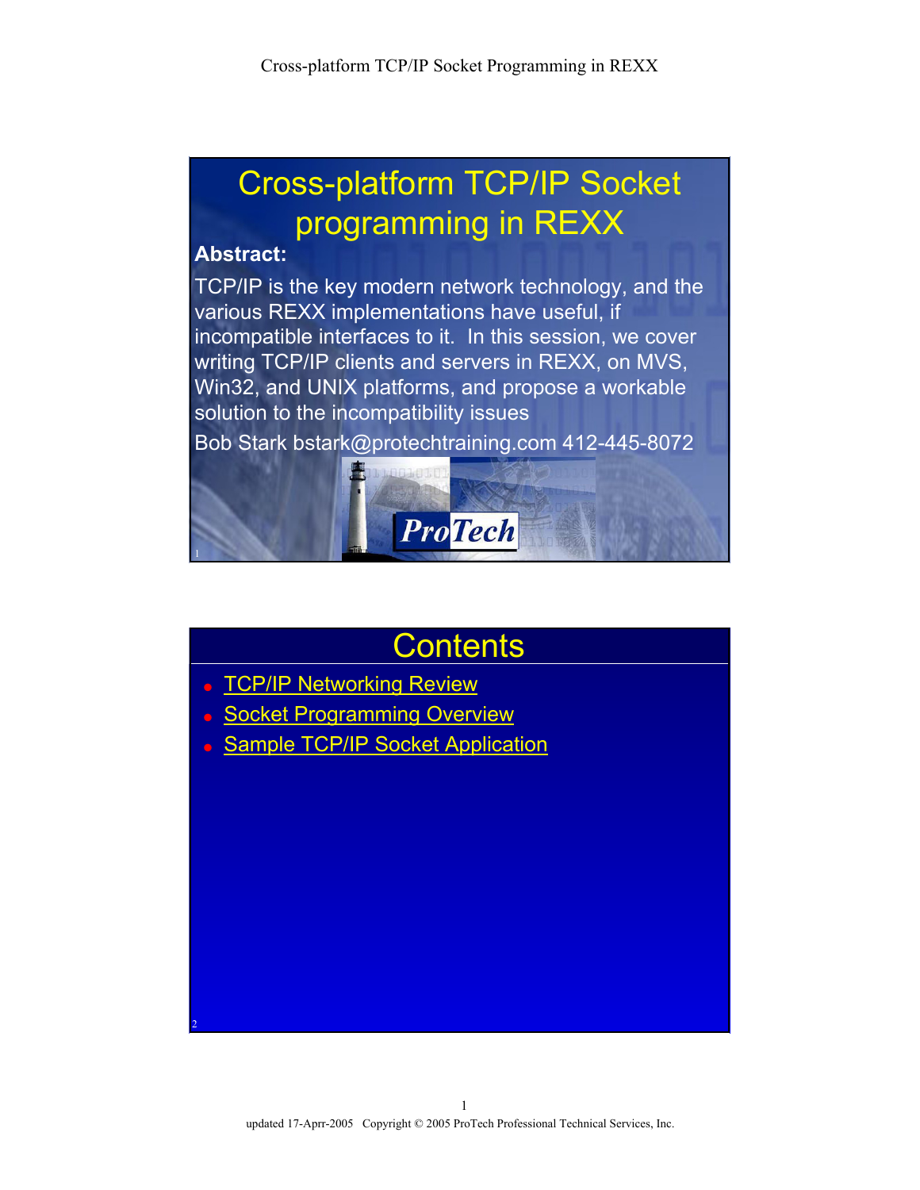# Cross-platform TCP/IP Socket programming in REXX

**Abstract:**

TCP/IP is the key modern network technology, and the various REXX implementations have useful, if incompatible interfaces to it. In this session, we cover writing TCP/IP clients and servers in REXX, on MVS, Win32, and UNIX platforms, and propose a workable solution to the incompatibility issues

Bob Stark bstark@protechtraining.com 412-445-8072

ProTech

## Contents

- TCP/IP Networking Review
- Socket Programming Overview
- Sample TCP/IP Socket Application

updated 17-Aprr-2005 Copyright © 2005 ProTech Professional Technical Services, Inc.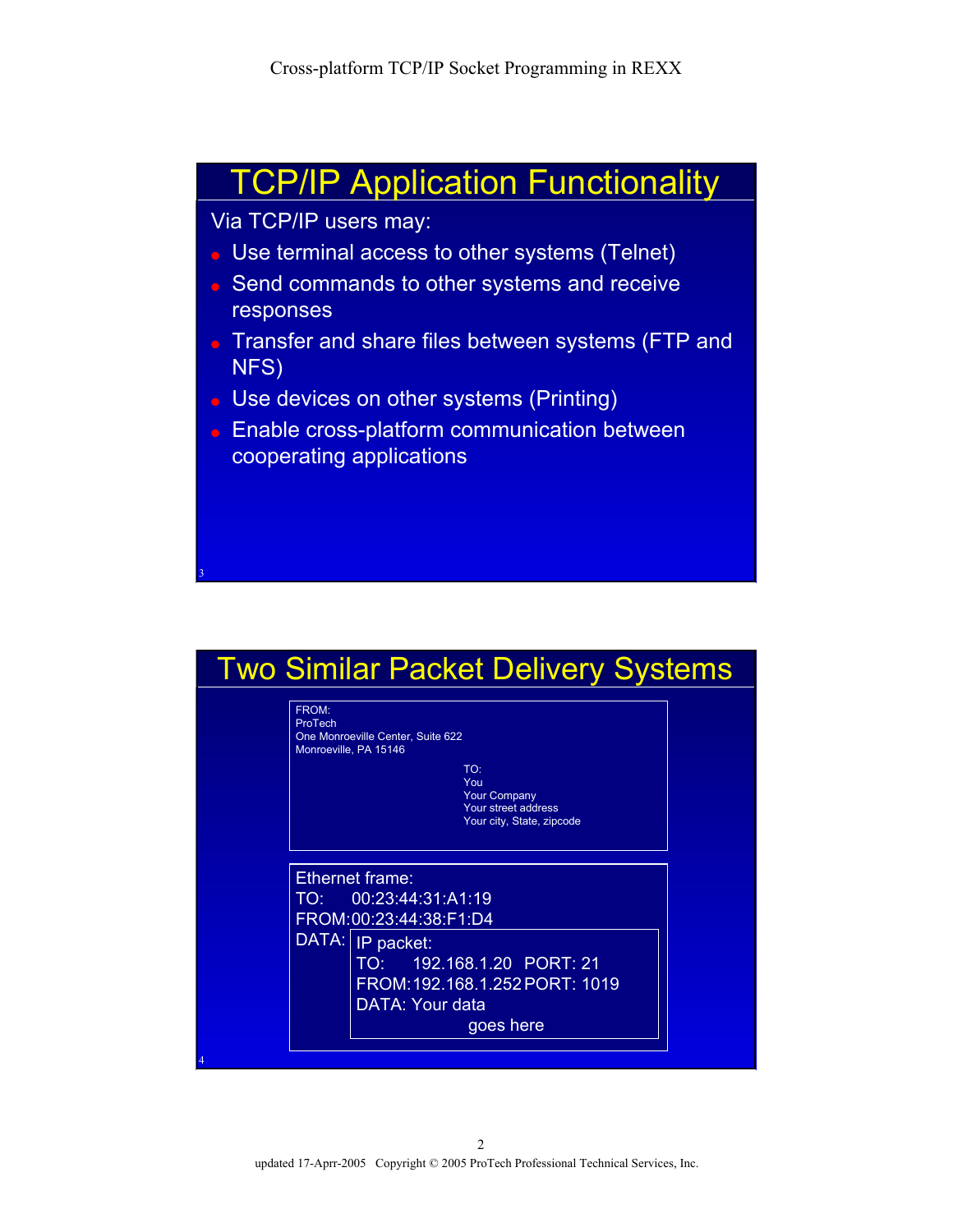## TCP/IP Application Functionality

Via TCP/IP users may:

- Use terminal access to other systems (Telnet)
- Send commands to other systems and receive responses
- Transfer and share files between systems (FTP and NFS)
- Use devices on other systems (Printing)
- Enable cross-platform communication between cooperating applications

## Two Similar Packet Delivery Systems

```
FROM:
ProTech
One Monroeville Center, Suite 622
Monroeville, PA 15146

                        TO:
                        You
                        Your Company
                        Your street address
                        Your city, State, zipcode
```

```
Ethernet frame:
TO:     00:23:44:31:A1:19
FROM:00:23:44:38:F1:D4
DATA:  IP packet:
       TO:     192.168.1.20   PORT: 21
       FROM:192.168.1.252 PORT: 1019
       DATA: Your data
                  goes here
```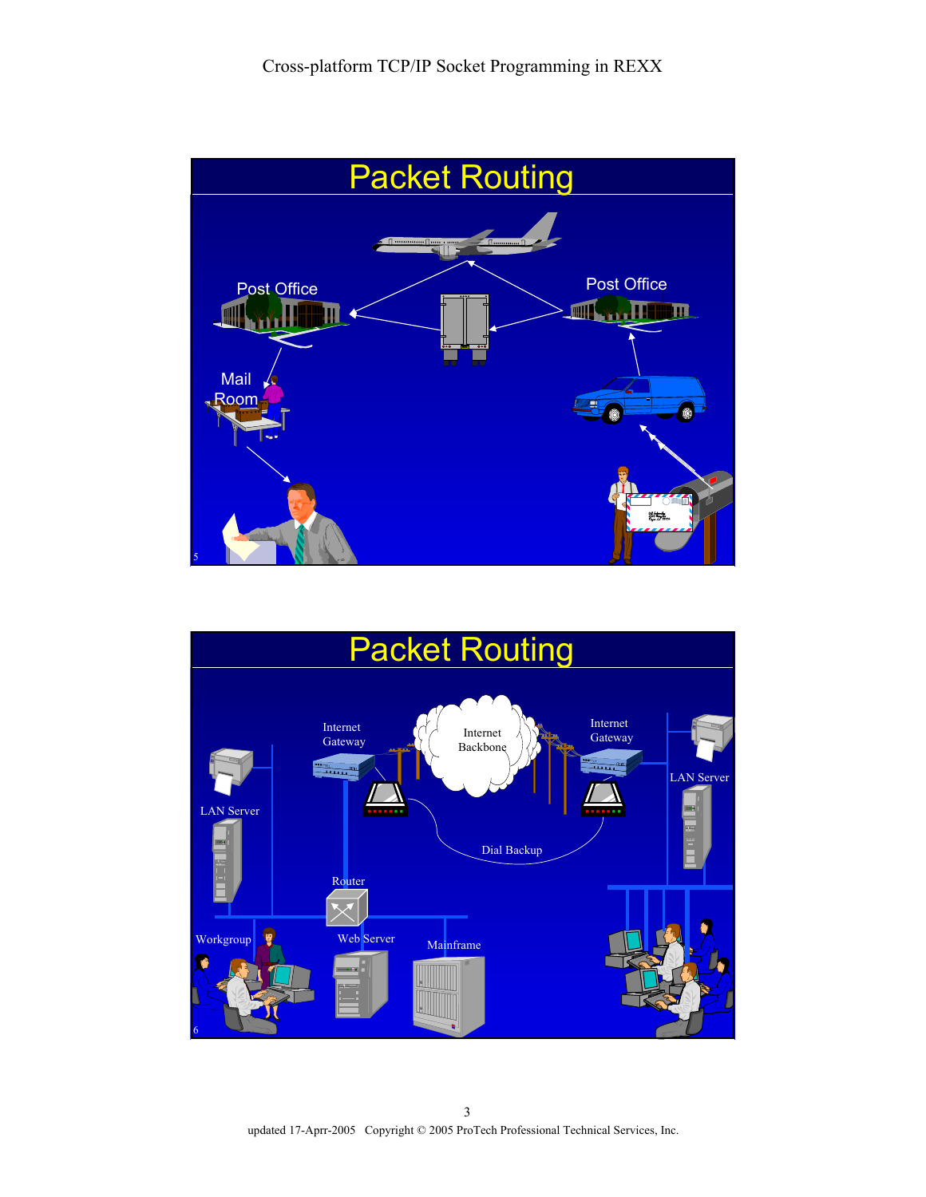# Packet Routing

Post Office

Post Office

Mail Room

# Packet Routing

Internet Gateway

Internet Backbone

Internet Gateway

LAN Server

LAN Server

Dial Backup

Router

Workgroup

Web Server

Mainframe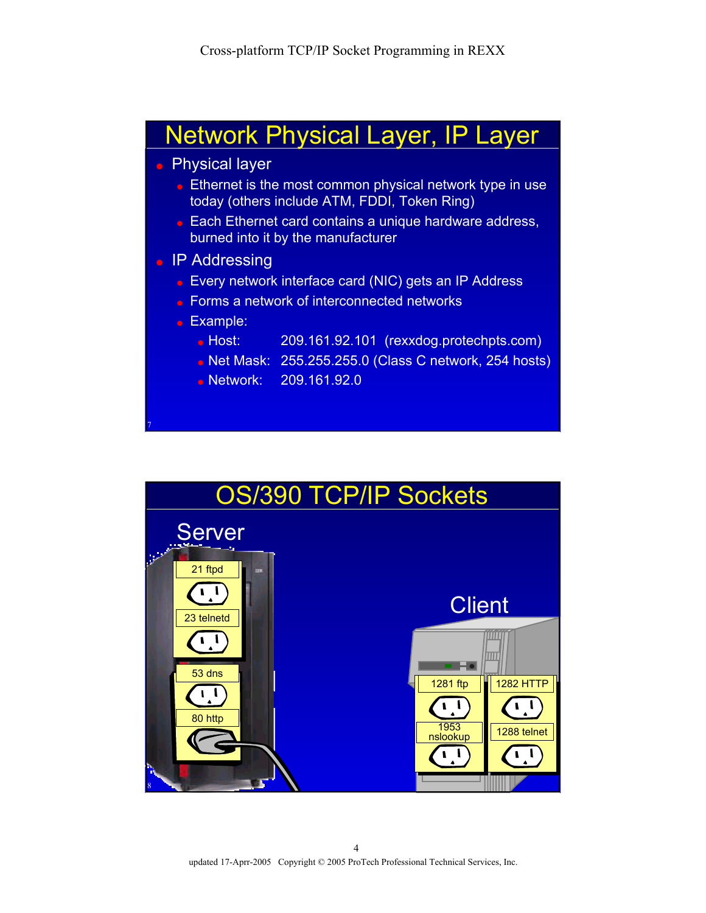## Network Physical Layer, IP Layer

- Physical layer
  - Ethernet is the most common physical network type in use today (others include ATM, FDDI, Token Ring)
  - Each Ethernet card contains a unique hardware address, burned into it by the manufacturer
- IP Addressing
  - Every network interface card (NIC) gets an IP Address
  - Forms a network of interconnected networks
  - Example:
    - Host: 209.161.92.101 (rexxdog.protechpts.com)
    - Net Mask: 255.255.255.0 (Class C network, 254 hosts)
    - Network: 209.161.92.0

## OS/390 TCP/IP Sockets

Server

- 21 ftpd
- 23 telnetd
- 53 dns
- 80 http

Client

- 1281 ftp
- 1282 HTTP
- 1953 nslookup
- 1288 telnet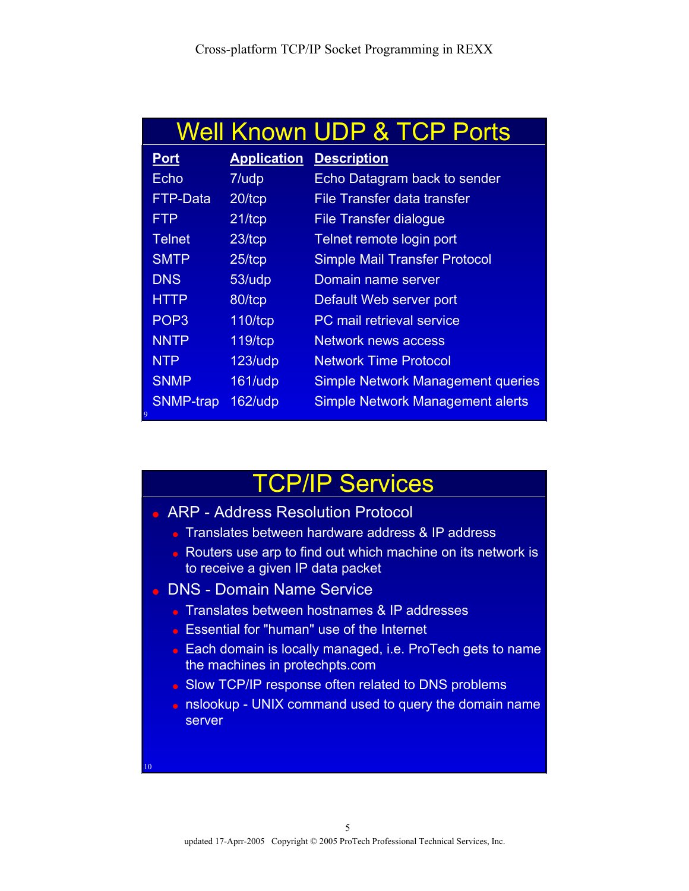## Well Known UDP & TCP Ports

| Port | Application | Description |
|---|---|---|
| Echo | 7/udp | Echo Datagram back to sender |
| FTP-Data | 20/tcp | File Transfer data transfer |
| FTP | 21/tcp | File Transfer dialogue |
| Telnet | 23/tcp | Telnet remote login port |
| SMTP | 25/tcp | Simple Mail Transfer Protocol |
| DNS | 53/udp | Domain name server |
| HTTP | 80/tcp | Default Web server port |
| POP3 | 110/tcp | PC mail retrieval service |
| NNTP | 119/tcp | Network news access |
| NTP | 123/udp | Network Time Protocol |
| SNMP | 161/udp | Simple Network Management queries |
| SNMP-trap | 162/udp | Simple Network Management alerts |

## TCP/IP Services

- ARP - Address Resolution Protocol
  - Translates between hardware address & IP address
  - Routers use arp to find out which machine on its network is to receive a given IP data packet
- DNS - Domain Name Service
  - Translates between hostnames & IP addresses
  - Essential for "human" use of the Internet
  - Each domain is locally managed, i.e. ProTech gets to name the machines in protechpts.com
  - Slow TCP/IP response often related to DNS problems
  - nslookup - UNIX command used to query the domain name server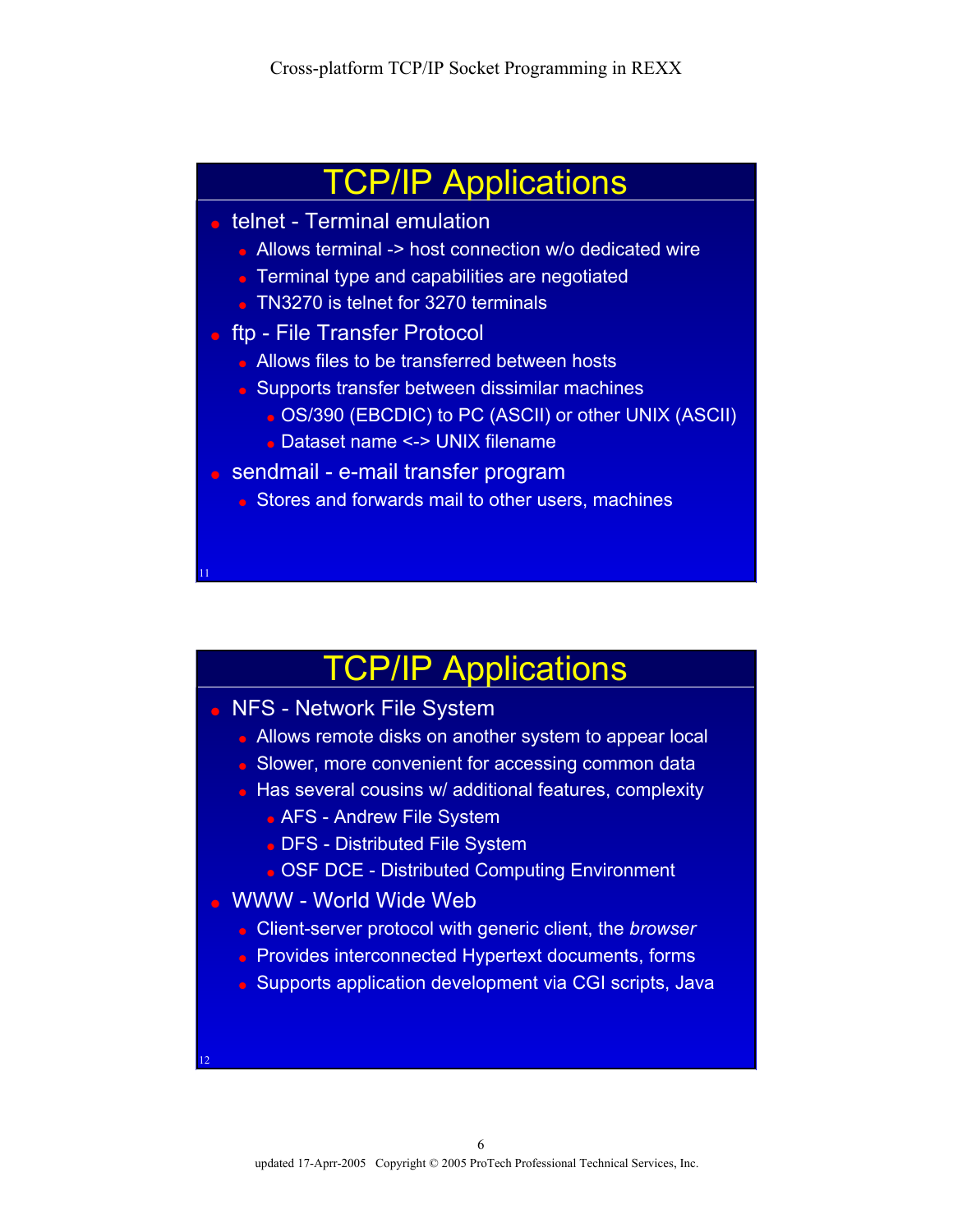## TCP/IP Applications

- telnet - Terminal emulation
  - Allows terminal -> host connection w/o dedicated wire
  - Terminal type and capabilities are negotiated
  - TN3270 is telnet for 3270 terminals
- ftp - File Transfer Protocol
  - Allows files to be transferred between hosts
  - Supports transfer between dissimilar machines
    - OS/390 (EBCDIC) to PC (ASCII) or other UNIX (ASCII)
    - Dataset name <-> UNIX filename
- sendmail - e-mail transfer program
  - Stores and forwards mail to other users, machines

11

## TCP/IP Applications

- NFS - Network File System
  - Allows remote disks on another system to appear local
  - Slower, more convenient for accessing common data
  - Has several cousins w/ additional features, complexity
    - AFS - Andrew File System
    - DFS - Distributed File System
    - OSF DCE - Distributed Computing Environment
- WWW - World Wide Web
  - Client-server protocol with generic client, the *browser*
  - Provides interconnected Hypertext documents, forms
  - Supports application development via CGI scripts, Java

12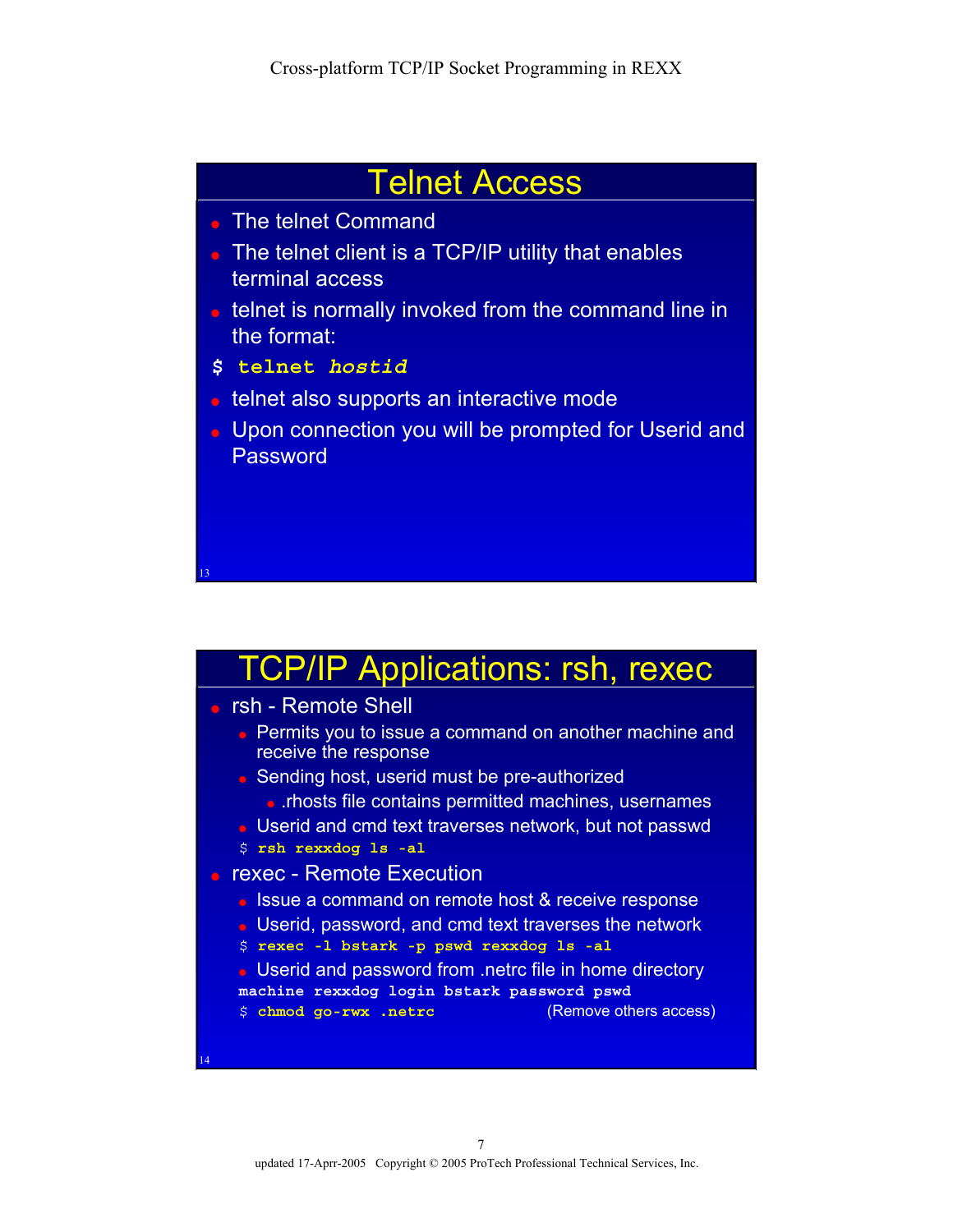## Telnet Access

- The telnet Command
- The telnet client is a TCP/IP utility that enables terminal access
- telnet is normally invoked from the command line in the format:

```
$ telnet hostid
```

- telnet also supports an interactive mode
- Upon connection you will be prompted for Userid and Password

## TCP/IP Applications: rsh, rexec

- rsh - Remote Shell
  - Permits you to issue a command on another machine and receive the response
  - Sending host, userid must be pre-authorized
    - .rhosts file contains permitted machines, usernames
  - Userid and cmd text traverses network, but not passwd

```
$ rsh rexxdog ls -al
```

- rexec - Remote Execution
  - Issue a command on remote host & receive response
  - Userid, password, and cmd text traverses the network

```
$ rexec -l bstark -p pswd rexxdog ls -al
```

  - Userid and password from .netrc file in home directory

```
machine rexxdog login bstark password pswd
$ chmod go-rwx .netrc              (Remove others access)
```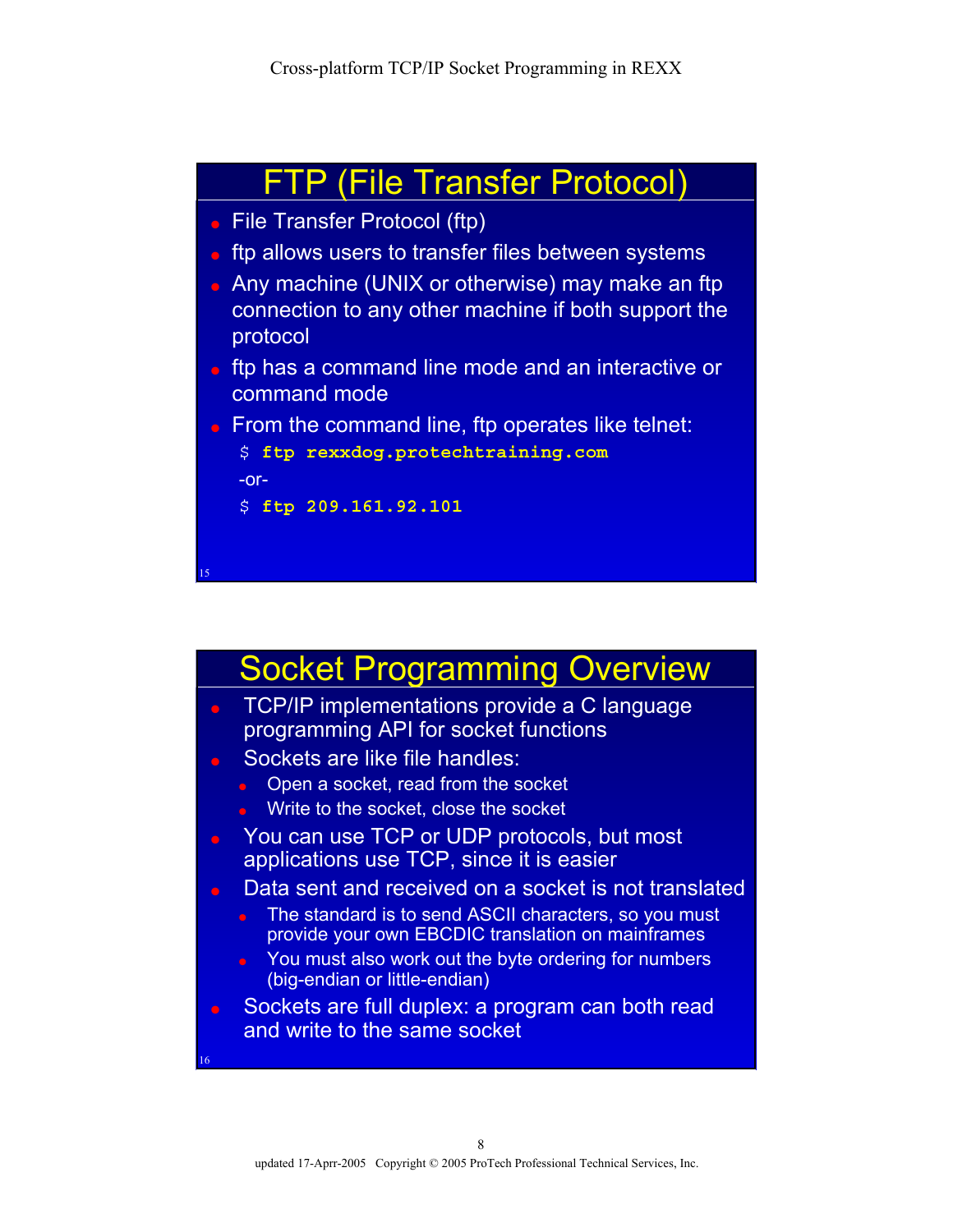## FTP (File Transfer Protocol)

- File Transfer Protocol (ftp)
- ftp allows users to transfer files between systems
- Any machine (UNIX or otherwise) may make an ftp connection to any other machine if both support the protocol
- ftp has a command line mode and an interactive or command mode
- From the command line, ftp operates like telnet:

```
$ ftp rexxdog.protechtraining.com
```

-or-

```
$ ftp 209.161.92.101
```

## Socket Programming Overview

- TCP/IP implementations provide a C language programming API for socket functions
- Sockets are like file handles:
  - Open a socket, read from the socket
  - Write to the socket, close the socket
- You can use TCP or UDP protocols, but most applications use TCP, since it is easier
- Data sent and received on a socket is not translated
  - The standard is to send ASCII characters, so you must provide your own EBCDIC translation on mainframes
  - You must also work out the byte ordering for numbers (big-endian or little-endian)
- Sockets are full duplex: a program can both read and write to the same socket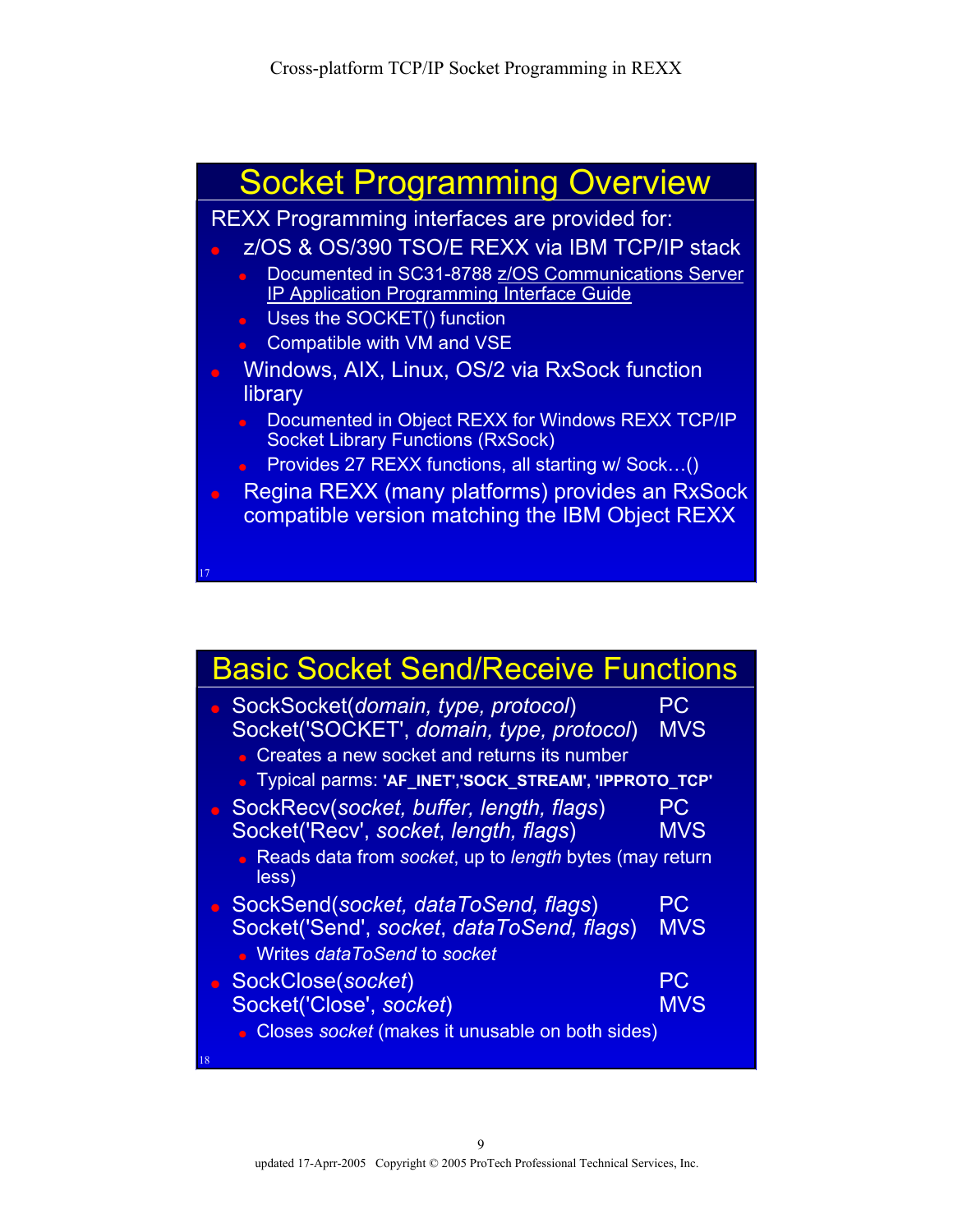## Socket Programming Overview

REXX Programming interfaces are provided for:

- z/OS & OS/390 TSO/E REXX via IBM TCP/IP stack
  - Documented in SC31-8788 z/OS Communications Server IP Application Programming Interface Guide
  - Uses the SOCKET() function
  - Compatible with VM and VSE
- Windows, AIX, Linux, OS/2 via RxSock function library
  - Documented in Object REXX for Windows REXX TCP/IP Socket Library Functions (RxSock)
  - Provides 27 REXX functions, all starting w/ Sock…()
- Regina REXX (many platforms) provides an RxSock compatible version matching the IBM Object REXX

## Basic Socket Send/Receive Functions

- SockSocket(*domain, type, protocol*) PC
  Socket('SOCKET', *domain, type, protocol*) MVS
  - Creates a new socket and returns its number
  - Typical parms: **'AF_INET','SOCK_STREAM', 'IPPROTO_TCP'**
- SockRecv(*socket, buffer, length, flags*) PC
  Socket('Recv', *socket*, *length, flags*) MVS
  - Reads data from *socket*, up to *length* bytes (may return less)
- SockSend(*socket, dataToSend, flags*) PC
  Socket('Send', *socket*, *dataToSend, flags*) MVS
  - Writes *dataToSend* to *socket*
- SockClose(*socket*) PC
  Socket('Close', *socket*) MVS
  - Closes *socket* (makes it unusable on both sides)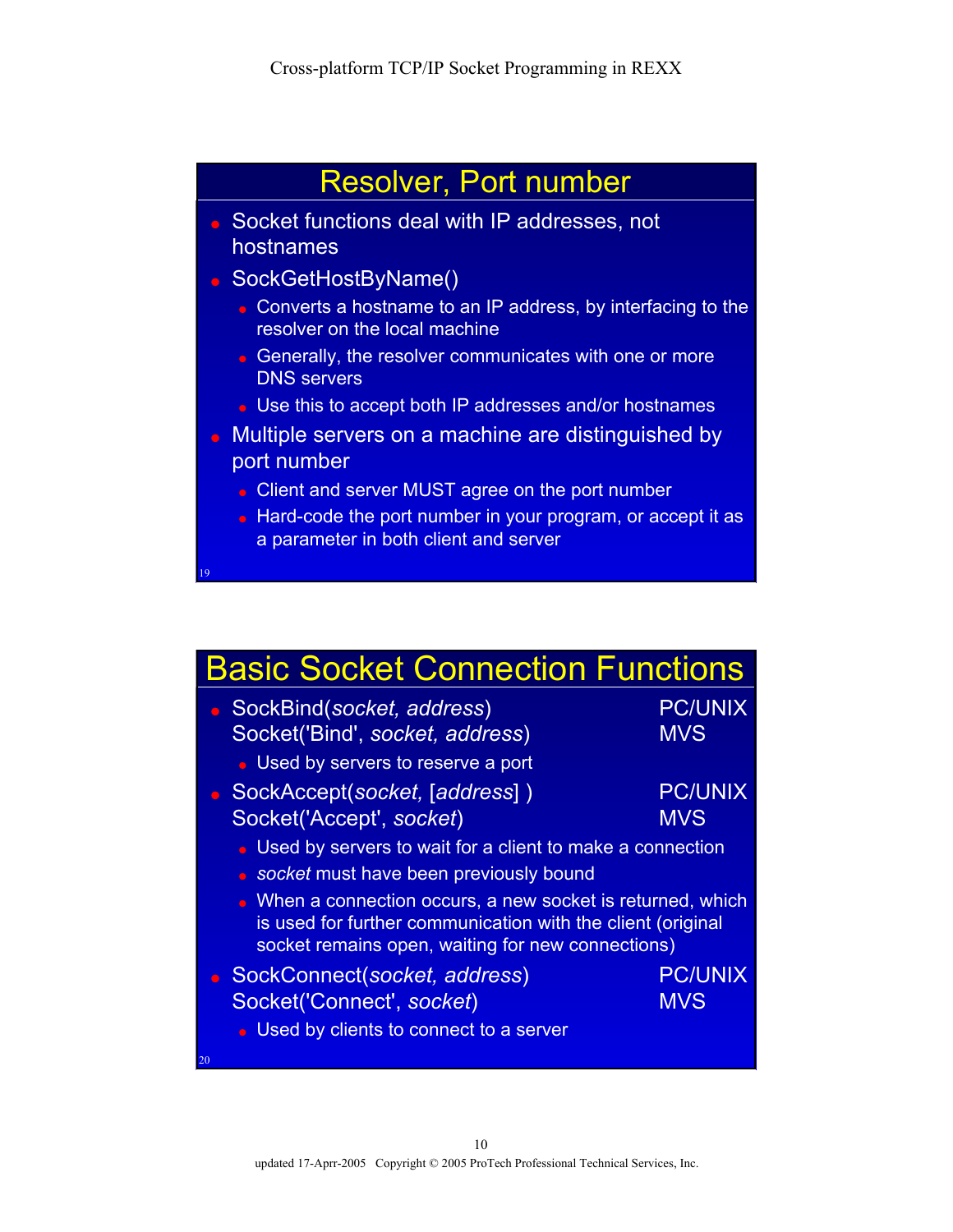## Resolver, Port number

- Socket functions deal with IP addresses, not hostnames
- SockGetHostByName()
  - Converts a hostname to an IP address, by interfacing to the resolver on the local machine
  - Generally, the resolver communicates with one or more DNS servers
  - Use this to accept both IP addresses and/or hostnames
- Multiple servers on a machine are distinguished by port number
  - Client and server MUST agree on the port number
  - Hard-code the port number in your program, or accept it as a parameter in both client and server

## Basic Socket Connection Functions

- SockBind(*socket, address*) — PC/UNIX
  Socket('Bind', *socket, address*) — MVS
  - Used by servers to reserve a port
- SockAccept(*socket,* [*address*] ) — PC/UNIX
  Socket('Accept', *socket*) — MVS
  - Used by servers to wait for a client to make a connection
  - *socket* must have been previously bound
  - When a connection occurs, a new socket is returned, which is used for further communication with the client (original socket remains open, waiting for new connections)
- SockConnect(*socket, address*) — PC/UNIX
  Socket('Connect', *socket*) — MVS
  - Used by clients to connect to a server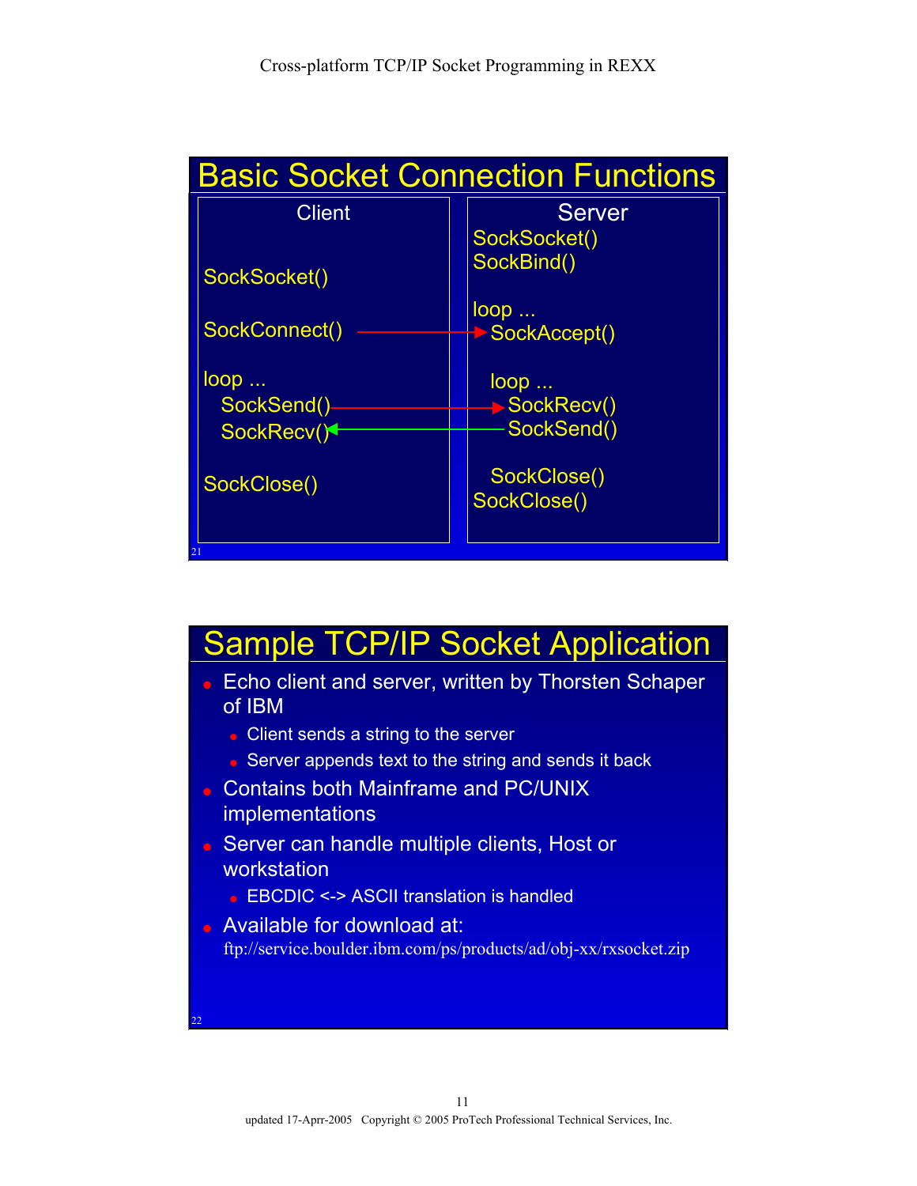## Basic Socket Connection Functions

| Client | Server |
|---|---|
| | SockSocket() |
| | SockBind() |
| SockSocket() | |
| | loop ... |
| SockConnect() → | SockAccept() |
| loop ... | loop ... |
| SockSend() → | SockRecv() |
| SockRecv() ← | SockSend() |
| | SockClose() |
| SockClose() | SockClose() |

21

## Sample TCP/IP Socket Application

- Echo client and server, written by Thorsten Schaper of IBM
  - Client sends a string to the server
  - Server appends text to the string and sends it back
- Contains both Mainframe and PC/UNIX implementations
- Server can handle multiple clients, Host or workstation
  - EBCDIC <-> ASCII translation is handled
- Available for download at: ftp://service.boulder.ibm.com/ps/products/ad/obj-xx/rxsocket.zip

22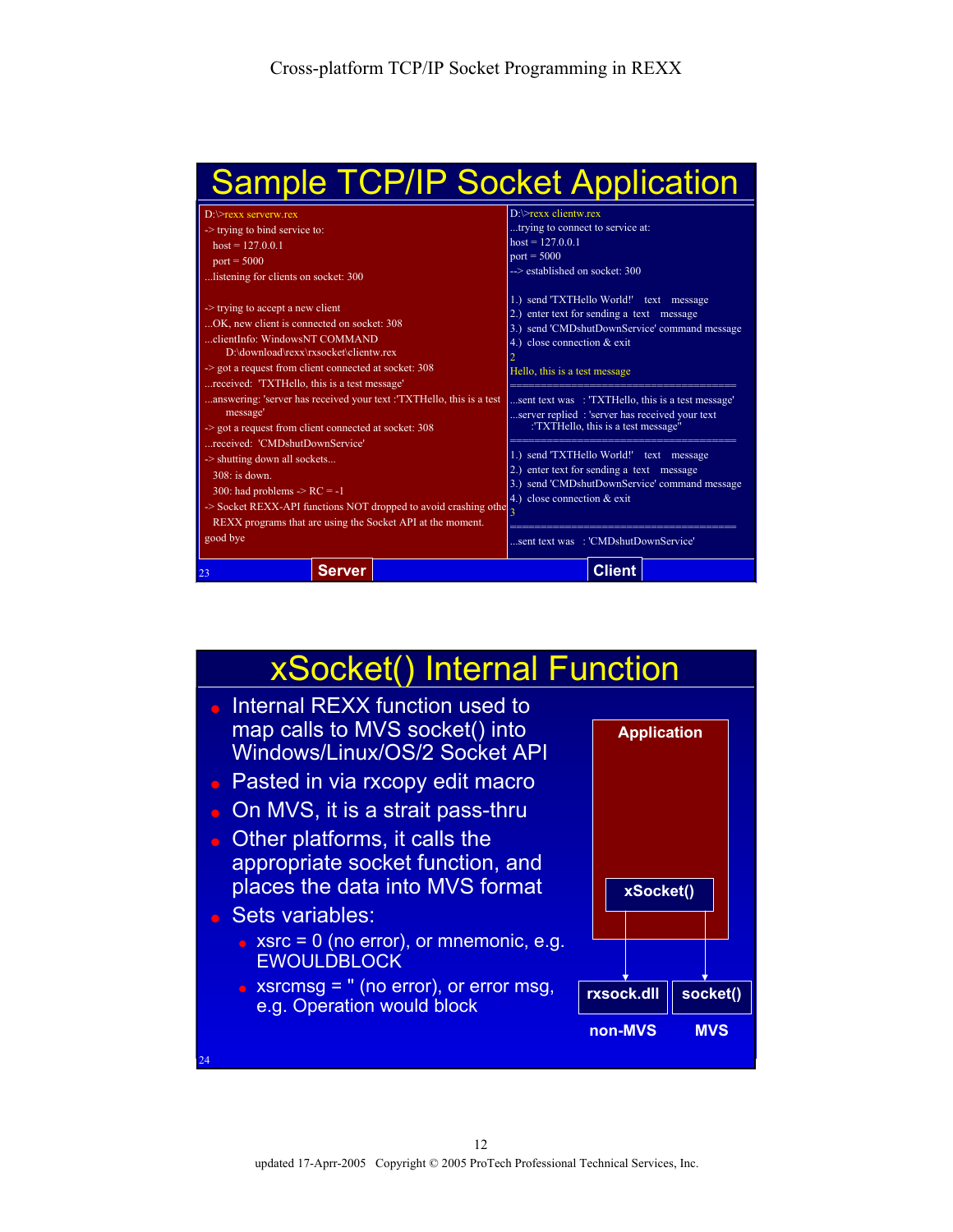## Sample TCP/IP Socket Application

**Server**

```
D:\>rexx serverw.rex
-> trying to bind service to:
   host = 127.0.0.1
   port = 5000
...listening for clients on socket: 300

-> trying to accept a new client
...OK, new client is connected on socket: 308
...clientInfo: WindowsNT COMMAND
        D:\download\rexx\rxsocket\clientw.rex
-> got a request from client connected at socket: 308
...received:  'TXTHello, this is a test message'
...answering: 'server has received your text :'TXTHello, this is a test
    message'
-> got a request from client connected at socket: 308
...received:  'CMDshutDownService'
-> shutting down all sockets...
   308: is down.
   300: had problems -> RC = -1
-> Socket REXX-API functions NOT dropped to avoid crashing othe
   REXX programs that are using the Socket API at the moment.
good bye
```

**Client**

```
D:\>rexx clientw.rex
...trying to connect to service at:
host = 127.0.0.1
port = 5000
--> established on socket: 300

1.)  send 'TXTHello World!'    text    message
2.)  enter text for sending a  text    message
3.)  send 'CMDshutDownService' command message
4.)  close connection & exit
2
Hello, this is a test message
=====================================
...sent text was   : 'TXTHello, this is a test message'
...server replied  : 'server has received your text
        :'TXTHello, this is a test message''
=====================================
1.)  send 'TXTHello World!'    text    message
2.)  enter text for sending a  text    message
3.)  send 'CMDshutDownService' command message
4.)  close connection & exit
3
=====================================
...sent text was   : 'CMDshutDownService'
```

## xSocket() Internal Function

- Internal REXX function used to map calls to MVS socket() into Windows/Linux/OS/2 Socket API
- Pasted in via rxcopy edit macro
- On MVS, it is a strait pass-thru
- Other platforms, it calls the appropriate socket function, and places the data into MVS format
- Sets variables:
  - xsrc = 0 (no error), or mnemonic, e.g. EWOULDBLOCK
  - xsrcmsg = '' (no error), or error msg, e.g. Operation would block

Application → xSocket() → rxsock.dll (non-MVS) / socket() (MVS)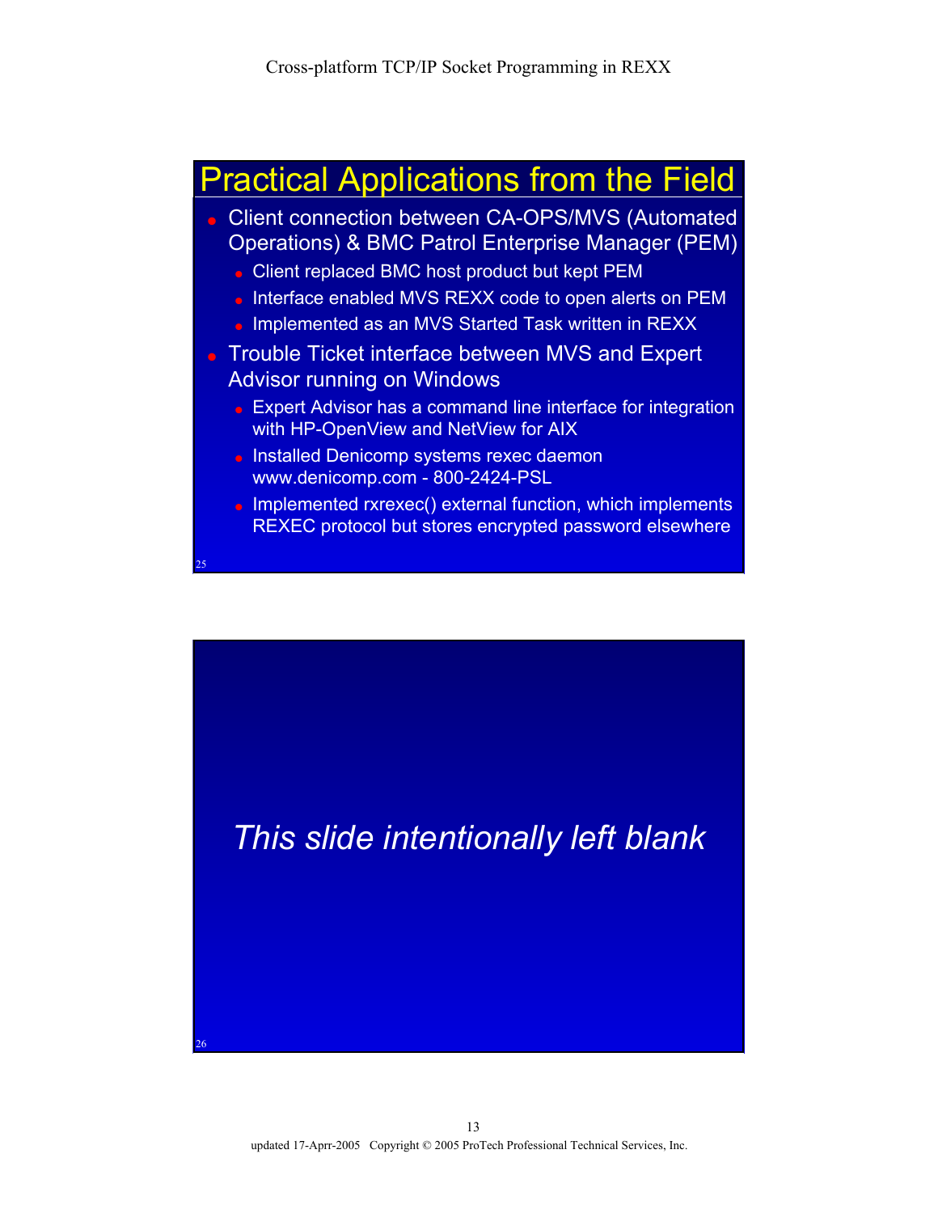## Practical Applications from the Field

- Client connection between CA-OPS/MVS (Automated Operations) & BMC Patrol Enterprise Manager (PEM)
  - Client replaced BMC host product but kept PEM
  - Interface enabled MVS REXX code to open alerts on PEM
  - Implemented as an MVS Started Task written in REXX
- Trouble Ticket interface between MVS and Expert Advisor running on Windows
  - Expert Advisor has a command line interface for integration with HP-OpenView and NetView for AIX
  - Installed Denicomp systems rexec daemon www.denicomp.com - 800-2424-PSL
  - Implemented rxrexec() external function, which implements REXEC protocol but stores encrypted password elsewhere

*This slide intentionally left blank*

updated 17-Aprr-2005 Copyright © 2005 ProTech Professional Technical Services, Inc.